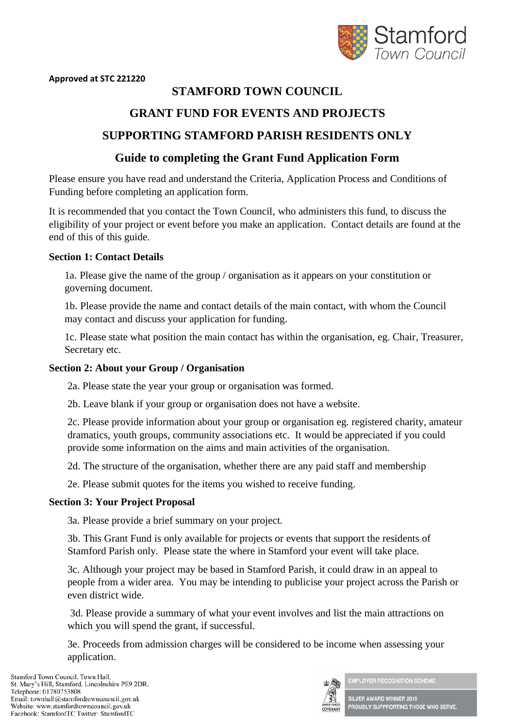**Approved at STC 221220**

# STAMFORD TOWN COUNCIL

# GRANT FUND FOR EVENTS AND PROJECTS

# SUPPORTING STAMFORD PARISH RESIDENTS ONLY

## Guide to completing the Grant Fund Application Form

Please ensure you have read and understand the Criteria, Application Process and Conditions of Funding before completing an application form.

It is recommended that you contact the Town Council, who administers this fund, to discuss the eligibility of your project or event before you make an application. Contact details are found at the end of this of this guide.

### Section 1: Contact Details

1a. Please give the name of the group / organisation as it appears on your constitution or governing document.

1b. Please provide the name and contact details of the main contact, with whom the Council may contact and discuss your application for funding.

1c. Please state what position the main contact has within the organisation, eg. Chair, Treasurer, Secretary etc.

### Section 2: About your Group / Organisation

2a. Please state the year your group or organisation was formed.

2b. Leave blank if your group or organisation does not have a website.

2c. Please provide information about your group or organisation eg. registered charity, amateur dramatics, youth groups, community associations etc. It would be appreciated if you could provide some information on the aims and main activities of the organisation.

2d. The structure of the organisation, whether there are any paid staff and membership

2e. Please submit quotes for the items you wished to receive funding.

### Section 3: Your Project Proposal

3a. Please provide a brief summary on your project.

3b. This Grant Fund is only available for projects or events that support the residents of Stamford Parish only. Please state the where in Stamford your event will take place.

3c. Although your project may be based in Stamford Parish, it could draw in an appeal to people from a wider area. You may be intending to publicise your project across the Parish or even district wide.

3d. Please provide a summary of what your event involves and list the main attractions on which you will spend the grant, if successful.

3e. Proceeds from admission charges will be considered to be income when assessing your application.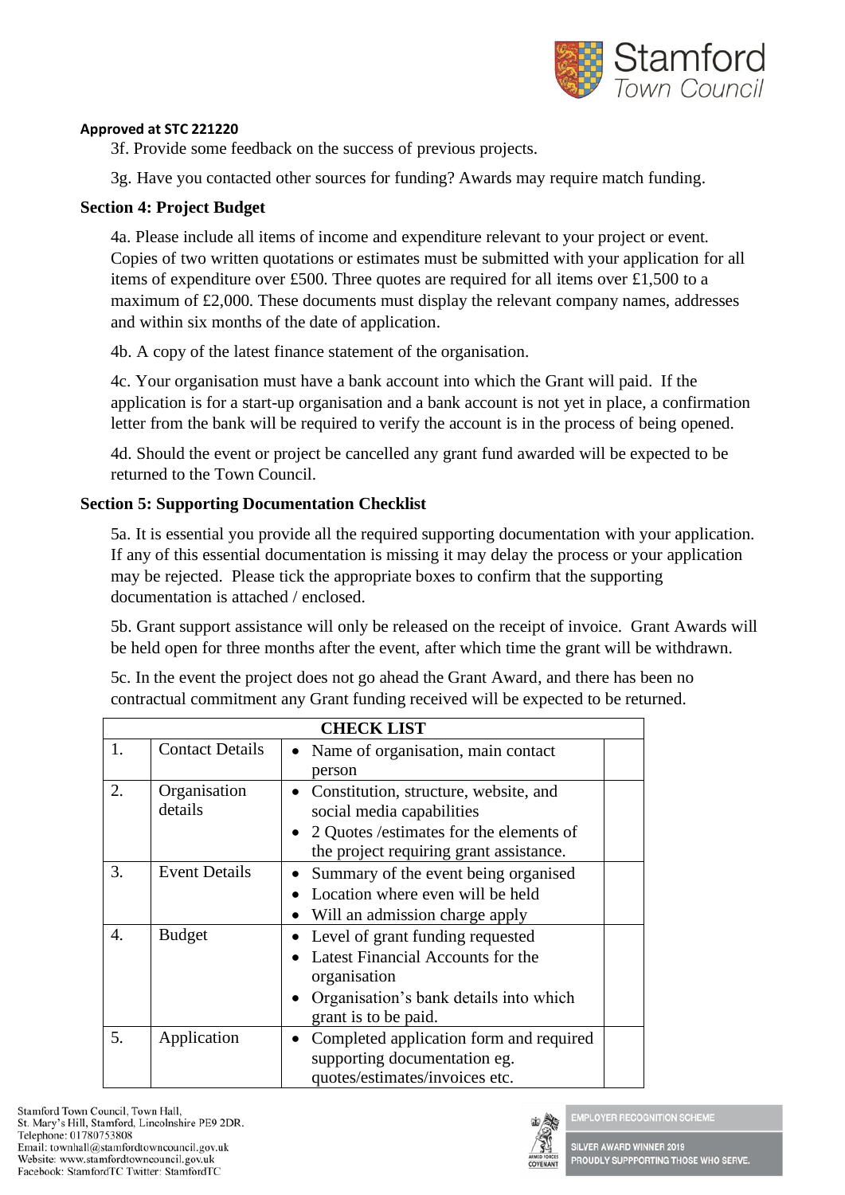**Approved at STC 221220**

3f. Provide some feedback on the success of previous projects.

3g. Have you contacted other sources for funding? Awards may require match funding.

**Section 4: Project Budget**

4a. Please include all items of income and expenditure relevant to your project or event. Copies of two written quotations or estimates must be submitted with your application for all items of expenditure over £500. Three quotes are required for all items over £1,500 to a maximum of £2,000. These documents must display the relevant company names, addresses and within six months of the date of application.

4b. A copy of the latest finance statement of the organisation.

4c. Your organisation must have a bank account into which the Grant will paid. If the application is for a start-up organisation and a bank account is not yet in place, a confirmation letter from the bank will be required to verify the account is in the process of being opened.

4d. Should the event or project be cancelled any grant fund awarded will be expected to be returned to the Town Council.

**Section 5: Supporting Documentation Checklist**

5a. It is essential you provide all the required supporting documentation with your application. If any of this essential documentation is missing it may delay the process or your application may be rejected. Please tick the appropriate boxes to confirm that the supporting documentation is attached / enclosed.

5b. Grant support assistance will only be released on the receipt of invoice. Grant Awards will be held open for three months after the event, after which time the grant will be withdrawn.

5c. In the event the project does not go ahead the Grant Award, and there has been no contractual commitment any Grant funding received will be expected to be returned.

| CHECK LIST | | | |
|---|---|---|---|
| 1. | Contact Details | • Name of organisation, main contact person | |
| 2. | Organisation details | • Constitution, structure, website, and social media capabilities<br>• 2 Quotes /estimates for the elements of the project requiring grant assistance. | |
| 3. | Event Details | • Summary of the event being organised<br>• Location where even will be held<br>• Will an admission charge apply | |
| 4. | Budget | • Level of grant funding requested<br>• Latest Financial Accounts for the organisation<br>• Organisation's bank details into which grant is to be paid. | |
| 5. | Application | • Completed application form and required supporting documentation eg. quotes/estimates/invoices etc. | |

Stamford Town Council, Town Hall,
St. Mary's Hill, Stamford, Lincolnshire PE9 2DR.
Telephone: 01780753808
Email: townhall@stamfordtowncouncil.gov.uk
Website: www.stamfordtowncouncil.gov.uk
Facebook: StamfordTC Twitter: StamfordTC

EMPLOYER RECOGNITION SCHEME
SILVER AWARD WINNER 2019
PROUDLY SUPPPORTING THOSE WHO SERVE.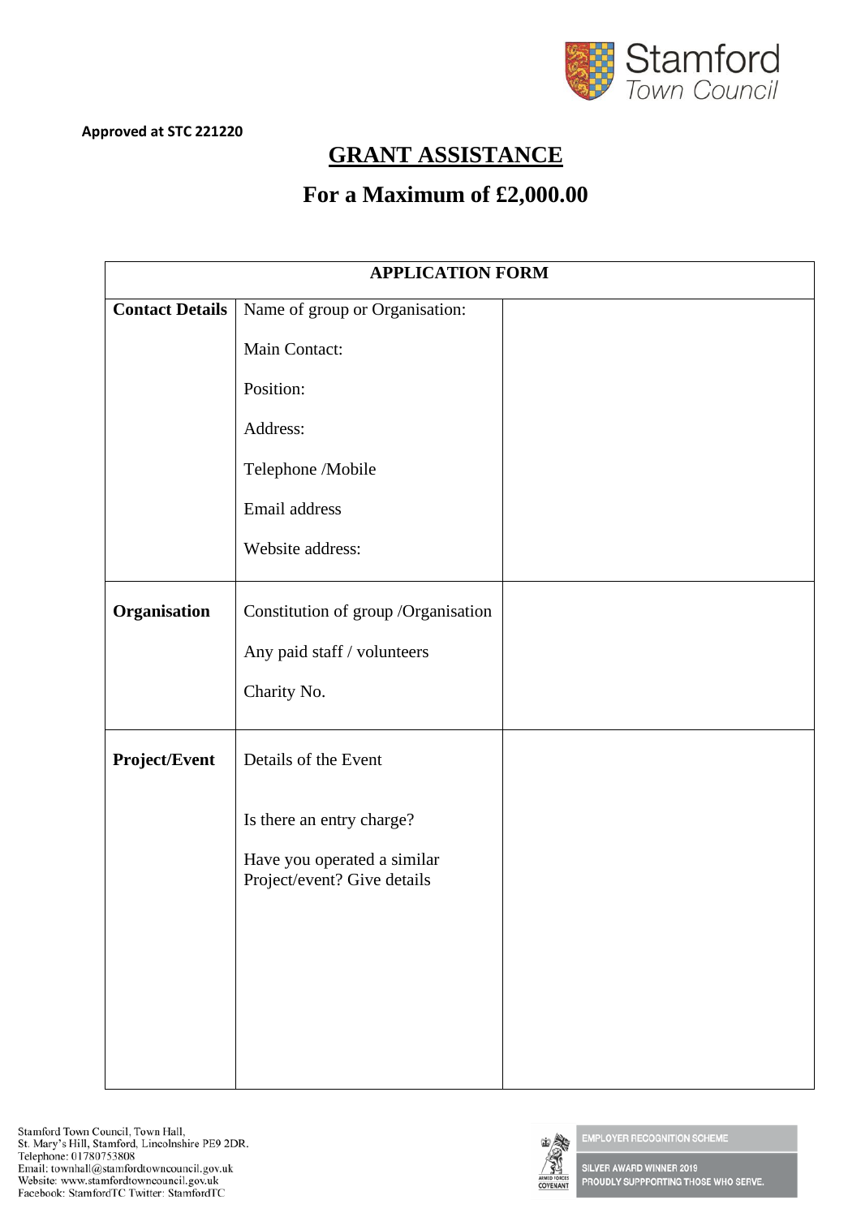**Approved at STC 221220**

# GRANT ASSISTANCE

## For a Maximum of £2,000.00

| APPLICATION FORM | | |
|---|---|---|
| **Contact Details** | Name of group or Organisation:<br><br>Main Contact:<br><br>Position:<br><br>Address:<br><br>Telephone /Mobile<br><br>Email address<br><br>Website address: | |
| **Organisation** | Constitution of group /Organisation<br><br>Any paid staff / volunteers<br><br>Charity No. | |
| **Project/Event** | Details of the Event<br><br>Is there an entry charge?<br><br>Have you operated a similar Project/event? Give details | |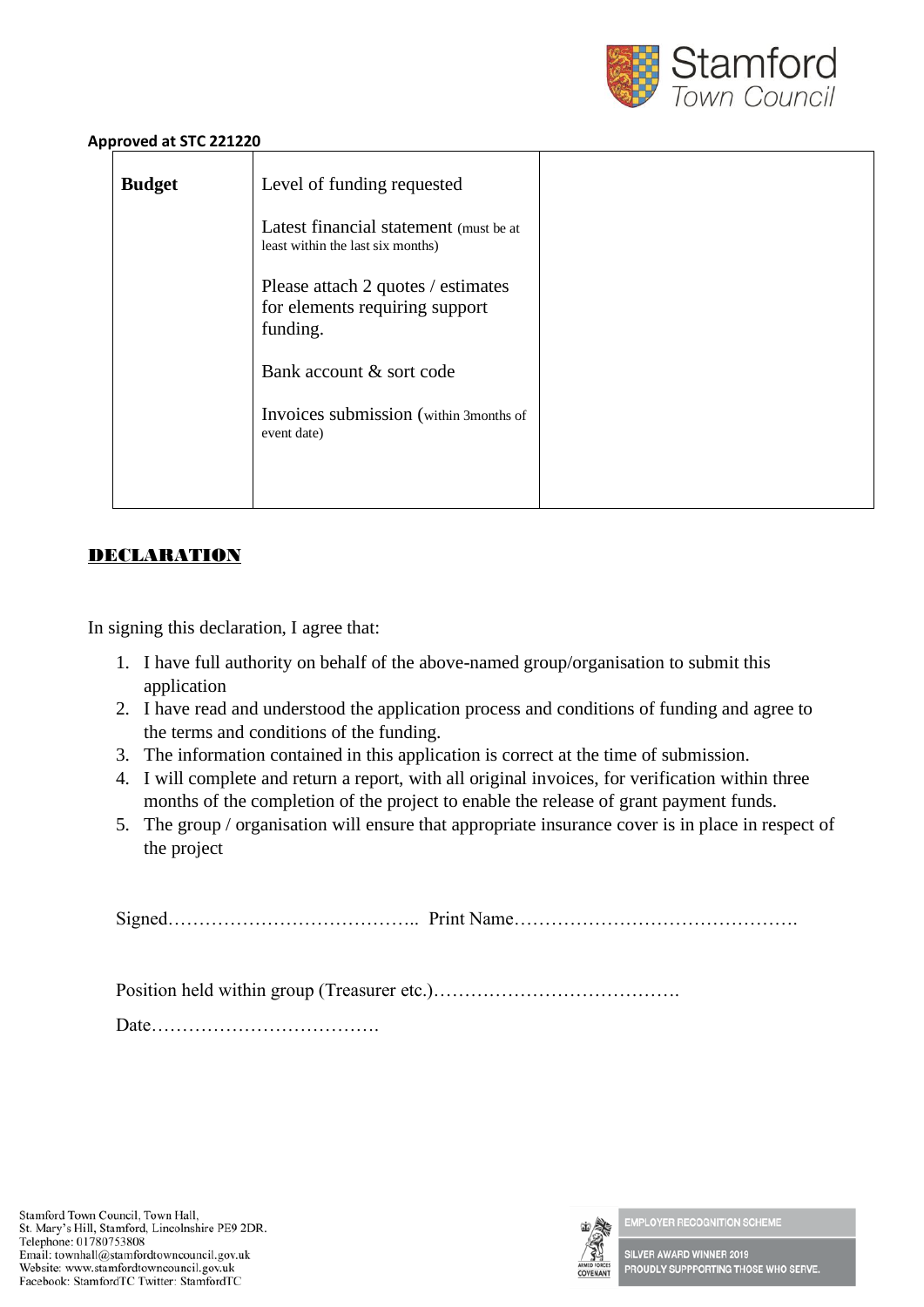**Approved at STC 221220**

| | | |
|---|---|---|
| **Budget** | Level of funding requested<br><br>Latest financial statement (must be at least within the last six months)<br><br>Please attach 2 quotes / estimates for elements requiring support funding.<br><br>Bank account & sort code<br><br>Invoices submission (within 3months of event date) | |

## DECLARATION

In signing this declaration, I agree that:

1. I have full authority on behalf of the above-named group/organisation to submit this application
2. I have read and understood the application process and conditions of funding and agree to the terms and conditions of the funding.
3. The information contained in this application is correct at the time of submission.
4. I will complete and return a report, with all original invoices, for verification within three months of the completion of the project to enable the release of grant payment funds.
5. The group / organisation will ensure that appropriate insurance cover is in place in respect of the project

Signed………………………………….. Print Name……………………………………….

Position held within group (Treasurer etc.)………………………………….

Date……………………………….

Stamford Town Council, Town Hall,
St. Mary's Hill, Stamford, Lincolnshire PE9 2DR.
Telephone: 01780753808
Email: townhall@stamfordtowncouncil.gov.uk
Website: www.stamfordtowncouncil.gov.uk
Facebook: StamfordTC Twitter: StamfordTC

EMPLOYER RECOGNITION SCHEME
SILVER AWARD WINNER 2019
PROUDLY SUPPPORTING THOSE WHO SERVE.